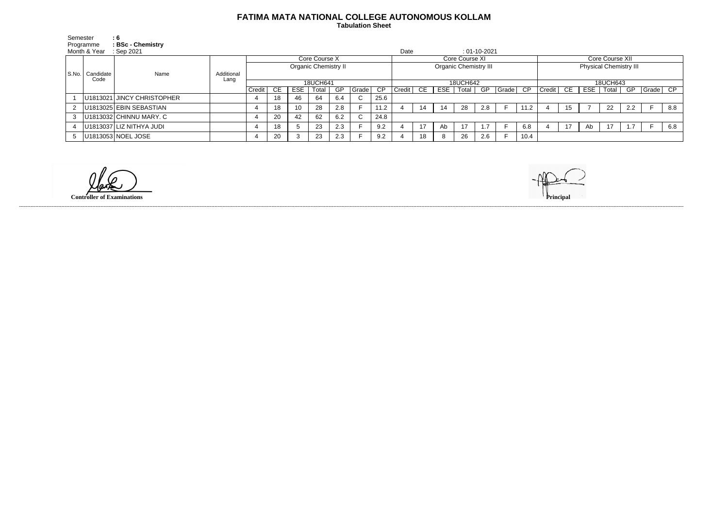# FATIMA MATA NATIONAL COLLEGE AUTONOMOUS KOLLAM

**Tabulation Sheet**

Semester : 6
Programme : BSc - Chemistry
Month & Year : Sep 2021
Date : 01-10-2021

| S.No. | Candidate Code | Name | Additional Lang | Core Course X | | | | | | | Core Course XI | | | | | | | Core Course XII | | | | | | |
|---|---|---|---|---|---|---|---|---|---|---|---|---|---|---|---|---|---|---|---|---|---|---|---|---|
| | | | | Organic Chemistry II | | | | | | | Organic Chemistry III | | | | | | | Physical Chemistry III | | | | | | |
| | | | | 18UCH641 | | | | | | | 18UCH642 | | | | | | | 18UCH643 | | | | | | |
| | | | | Credit | CE | ESE | Total | GP | Grade | CP | Credit | CE | ESE | Total | GP | Grade | CP | Credit | CE | ESE | Total | GP | Grade | CP |
| 1 | U1813021 | JINCY CHRISTOPHER | | 4 | 18 | 46 | 64 | 6.4 | C | 25.6 | | | | | | | | | | | | | | |
| 2 | U1813025 | EBIN SEBASTIAN | | 4 | 18 | 10 | 28 | 2.8 | F | 11.2 | 4 | 14 | 14 | 28 | 2.8 | F | 11.2 | 4 | 15 | 7 | 22 | 2.2 | F | 8.8 |
| 3 | U1813032 | CHINNU MARY. C | | 4 | 20 | 42 | 62 | 6.2 | C | 24.8 | | | | | | | | | | | | | | |
| 4 | U1813037 | LIZ NITHYA JUDI | | 4 | 18 | 5 | 23 | 2.3 | F | 9.2 | 4 | 17 | Ab | 17 | 1.7 | F | 6.8 | 4 | 17 | Ab | 17 | 1.7 | F | 6.8 |
| 5 | U1813053 | NOEL JOSE | | 4 | 20 | 3 | 23 | 2.3 | F | 9.2 | 4 | 18 | 8 | 26 | 2.6 | F | 10.4 | | | | | | | |

**Controller of Examinations**

**Principal**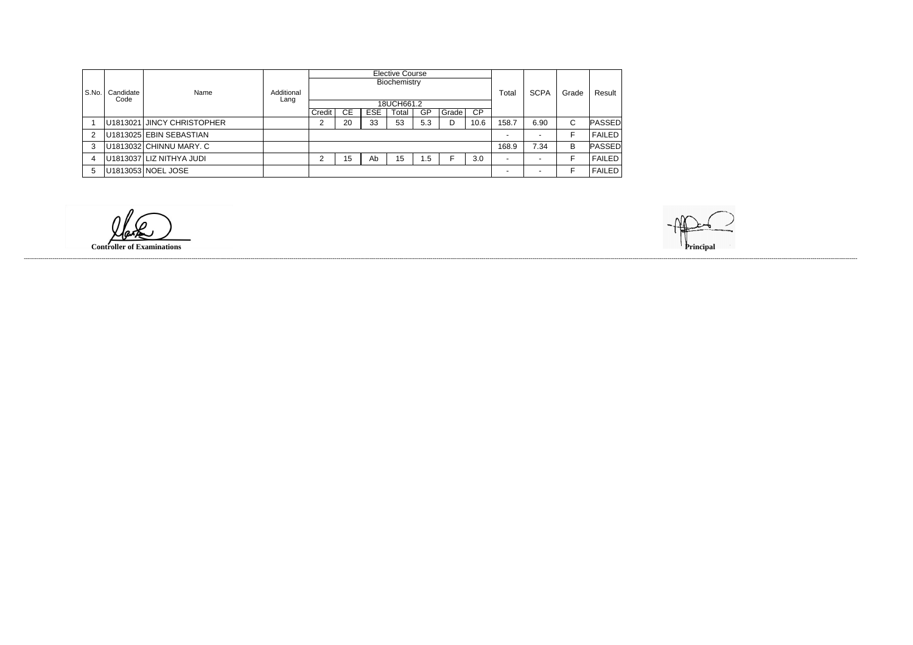| S.No. | Candidate Code | Name | Additional Lang | Elective Course Biochemistry 18UCH661.2 | | | | | | | Total | SCPA | Grade | Result |
|---|---|---|---|---|---|---|---|---|---|---|---|---|---|---|
| | | | | Credit | CE | ESE | Total | GP | Grade | CP | | | | |
| 1 | U1813021 | JINCY CHRISTOPHER | | 2 | 20 | 33 | 53 | 5.3 | D | 10.6 | 158.7 | 6.90 | C | PASSED |
| 2 | U1813025 | EBIN SEBASTIAN | | | | | | | | | - | - | F | FAILED |
| 3 | U1813032 | CHINNU MARY. C | | | | | | | | | 168.9 | 7.34 | B | PASSED |
| 4 | U1813037 | LIZ NITHYA JUDI | | 2 | 15 | Ab | 15 | 1.5 | F | 3.0 | - | - | F | FAILED |
| 5 | U1813053 | NOEL JOSE | | | | | | | | | - | - | F | FAILED |

**Controller of Examinations**

**Principal**